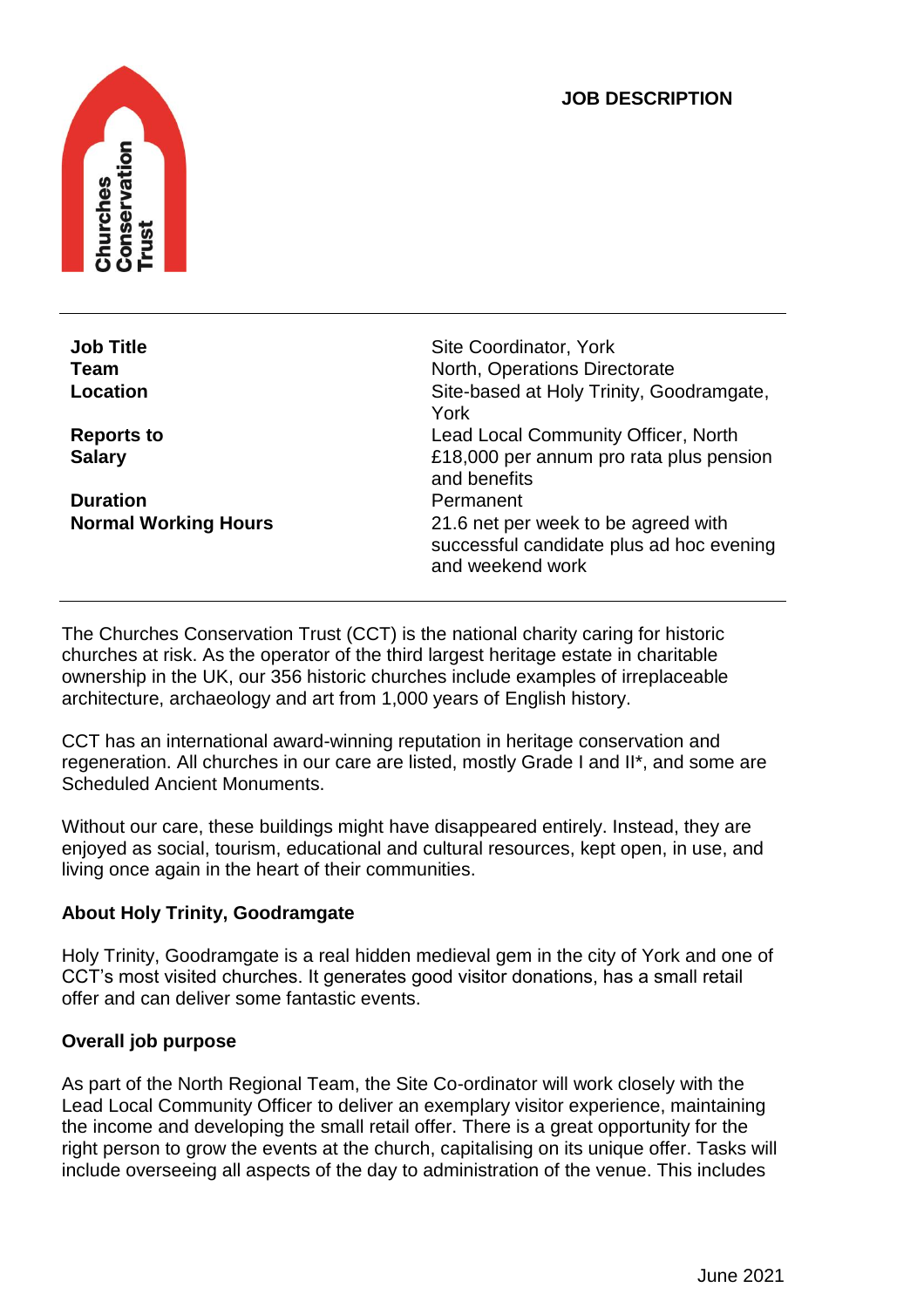**JOB DESCRIPTION**

| | |
|---|---|
| **Job Title** | Site Coordinator, York |
| **Team** | North, Operations Directorate |
| **Location** | Site-based at Holy Trinity, Goodramgate, York |
| **Reports to** | Lead Local Community Officer, North |
| **Salary** | £18,000 per annum pro rata plus pension and benefits |
| **Duration** | Permanent |
| **Normal Working Hours** | 21.6 net per week to be agreed with successful candidate plus ad hoc evening and weekend work |

The Churches Conservation Trust (CCT) is the national charity caring for historic churches at risk. As the operator of the third largest heritage estate in charitable ownership in the UK, our 356 historic churches include examples of irreplaceable architecture, archaeology and art from 1,000 years of English history.

CCT has an international award-winning reputation in heritage conservation and regeneration. All churches in our care are listed, mostly Grade I and II*, and some are Scheduled Ancient Monuments.

Without our care, these buildings might have disappeared entirely. Instead, they are enjoyed as social, tourism, educational and cultural resources, kept open, in use, and living once again in the heart of their communities.

**About Holy Trinity, Goodramgate**

Holy Trinity, Goodramgate is a real hidden medieval gem in the city of York and one of CCT's most visited churches. It generates good visitor donations, has a small retail offer and can deliver some fantastic events.

**Overall job purpose**

As part of the North Regional Team, the Site Co-ordinator will work closely with the Lead Local Community Officer to deliver an exemplary visitor experience, maintaining the income and developing the small retail offer. There is a great opportunity for the right person to grow the events at the church, capitalising on its unique offer. Tasks will include overseeing all aspects of the day to administration of the venue. This includes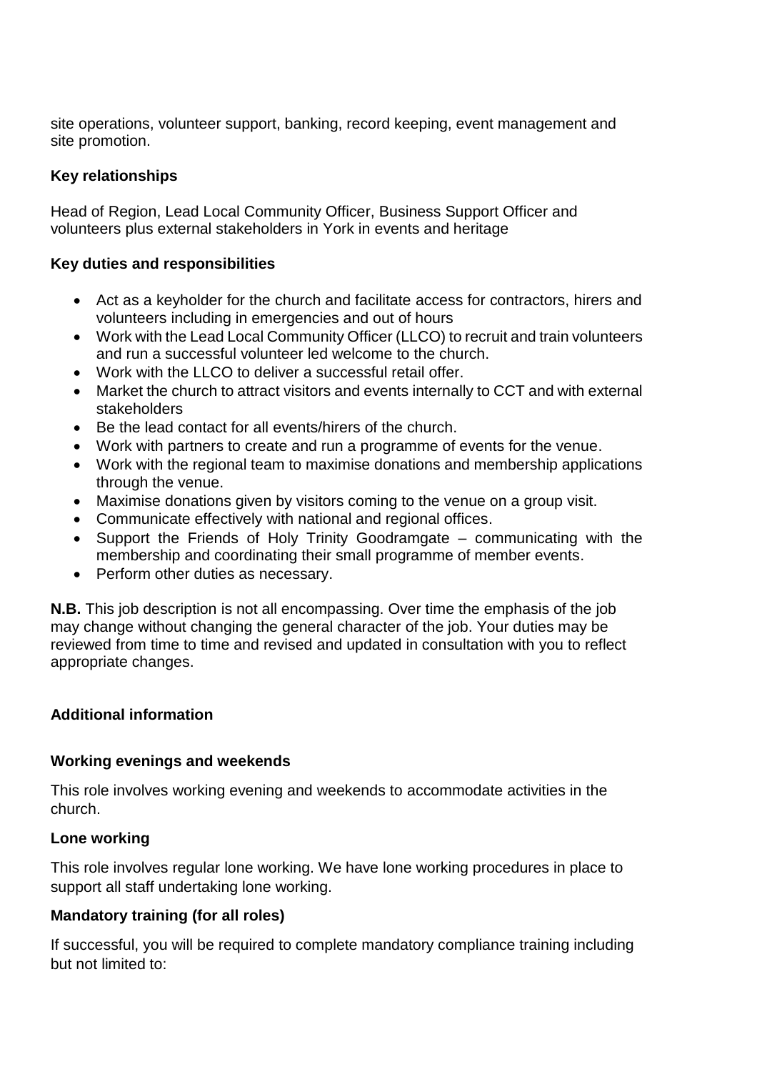site operations, volunteer support, banking, record keeping, event management and site promotion.

**Key relationships**

Head of Region, Lead Local Community Officer, Business Support Officer and volunteers plus external stakeholders in York in events and heritage

**Key duties and responsibilities**

- Act as a keyholder for the church and facilitate access for contractors, hirers and volunteers including in emergencies and out of hours
- Work with the Lead Local Community Officer (LLCO) to recruit and train volunteers and run a successful volunteer led welcome to the church.
- Work with the LLCO to deliver a successful retail offer.
- Market the church to attract visitors and events internally to CCT and with external stakeholders
- Be the lead contact for all events/hirers of the church.
- Work with partners to create and run a programme of events for the venue.
- Work with the regional team to maximise donations and membership applications through the venue.
- Maximise donations given by visitors coming to the venue on a group visit.
- Communicate effectively with national and regional offices.
- Support the Friends of Holy Trinity Goodramgate – communicating with the membership and coordinating their small programme of member events.
- Perform other duties as necessary.

**N.B.** This job description is not all encompassing. Over time the emphasis of the job may change without changing the general character of the job. Your duties may be reviewed from time to time and revised and updated in consultation with you to reflect appropriate changes.

**Additional information**

**Working evenings and weekends**

This role involves working evening and weekends to accommodate activities in the church.

**Lone working**

This role involves regular lone working. We have lone working procedures in place to support all staff undertaking lone working.

**Mandatory training (for all roles)**

If successful, you will be required to complete mandatory compliance training including but not limited to: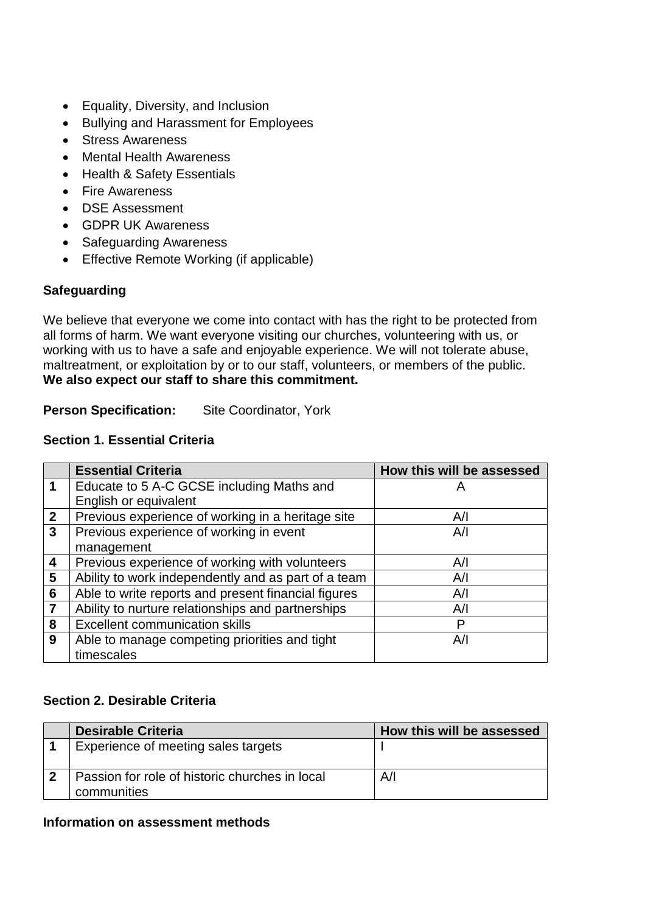- Equality, Diversity, and Inclusion
- Bullying and Harassment for Employees
- Stress Awareness
- Mental Health Awareness
- Health & Safety Essentials
- Fire Awareness
- DSE Assessment
- GDPR UK Awareness
- Safeguarding Awareness
- Effective Remote Working (if applicable)

**Safeguarding**

We believe that everyone we come into contact with has the right to be protected from all forms of harm. We want everyone visiting our churches, volunteering with us, or working with us to have a safe and enjoyable experience. We will not tolerate abuse, maltreatment, or exploitation by or to our staff, volunteers, or members of the public. **We also expect our staff to share this commitment.**

**Person Specification:** Site Coordinator, York

**Section 1. Essential Criteria**

| | Essential Criteria | How this will be assessed |
|---|---|---|
| 1 | Educate to 5 A-C GCSE including Maths and English or equivalent | A |
| 2 | Previous experience of working in a heritage site | A/I |
| 3 | Previous experience of working in event management | A/I |
| 4 | Previous experience of working with volunteers | A/I |
| 5 | Ability to work independently and as part of a team | A/I |
| 6 | Able to write reports and present financial figures | A/I |
| 7 | Ability to nurture relationships and partnerships | A/I |
| 8 | Excellent communication skills | P |
| 9 | Able to manage competing priorities and tight timescales | A/I |

**Section 2. Desirable Criteria**

| | Desirable Criteria | How this will be assessed |
|---|---|---|
| 1 | Experience of meeting sales targets | I |
| 2 | Passion for role of historic churches in local communities | A/I |

**Information on assessment methods**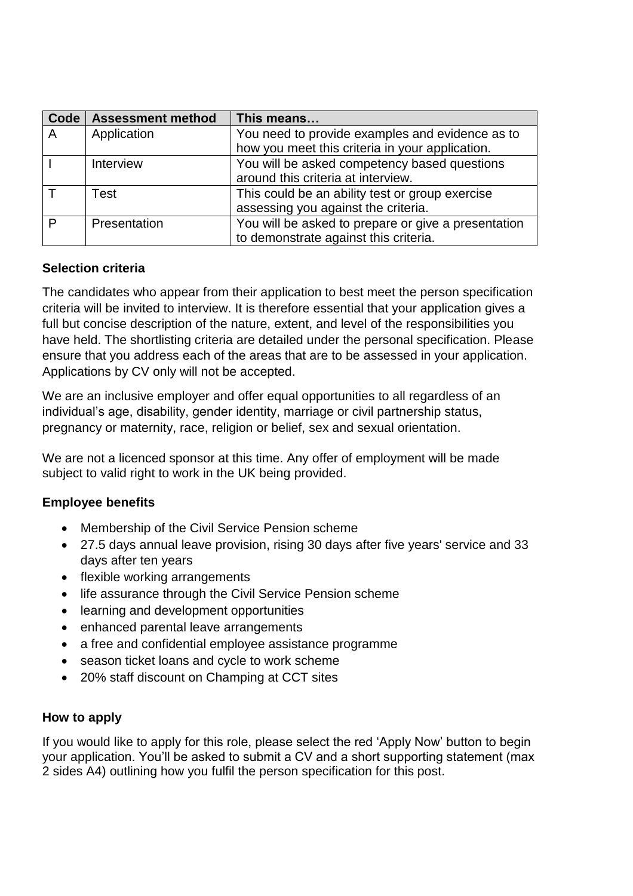| Code | Assessment method | This means… |
|---|---|---|
| A | Application | You need to provide examples and evidence as to how you meet this criteria in your application. |
| I | Interview | You will be asked competency based questions around this criteria at interview. |
| T | Test | This could be an ability test or group exercise assessing you against the criteria. |
| P | Presentation | You will be asked to prepare or give a presentation to demonstrate against this criteria. |

**Selection criteria**

The candidates who appear from their application to best meet the person specification criteria will be invited to interview. It is therefore essential that your application gives a full but concise description of the nature, extent, and level of the responsibilities you have held. The shortlisting criteria are detailed under the personal specification. Please ensure that you address each of the areas that are to be assessed in your application. Applications by CV only will not be accepted.

We are an inclusive employer and offer equal opportunities to all regardless of an individual's age, disability, gender identity, marriage or civil partnership status, pregnancy or maternity, race, religion or belief, sex and sexual orientation.

We are not a licenced sponsor at this time. Any offer of employment will be made subject to valid right to work in the UK being provided.

**Employee benefits**

- Membership of the Civil Service Pension scheme
- 27.5 days annual leave provision, rising 30 days after five years' service and 33 days after ten years
- flexible working arrangements
- life assurance through the Civil Service Pension scheme
- learning and development opportunities
- enhanced parental leave arrangements
- a free and confidential employee assistance programme
- season ticket loans and cycle to work scheme
- 20% staff discount on Champing at CCT sites

**How to apply**

If you would like to apply for this role, please select the red 'Apply Now' button to begin your application. You'll be asked to submit a CV and a short supporting statement (max 2 sides A4) outlining how you fulfil the person specification for this post.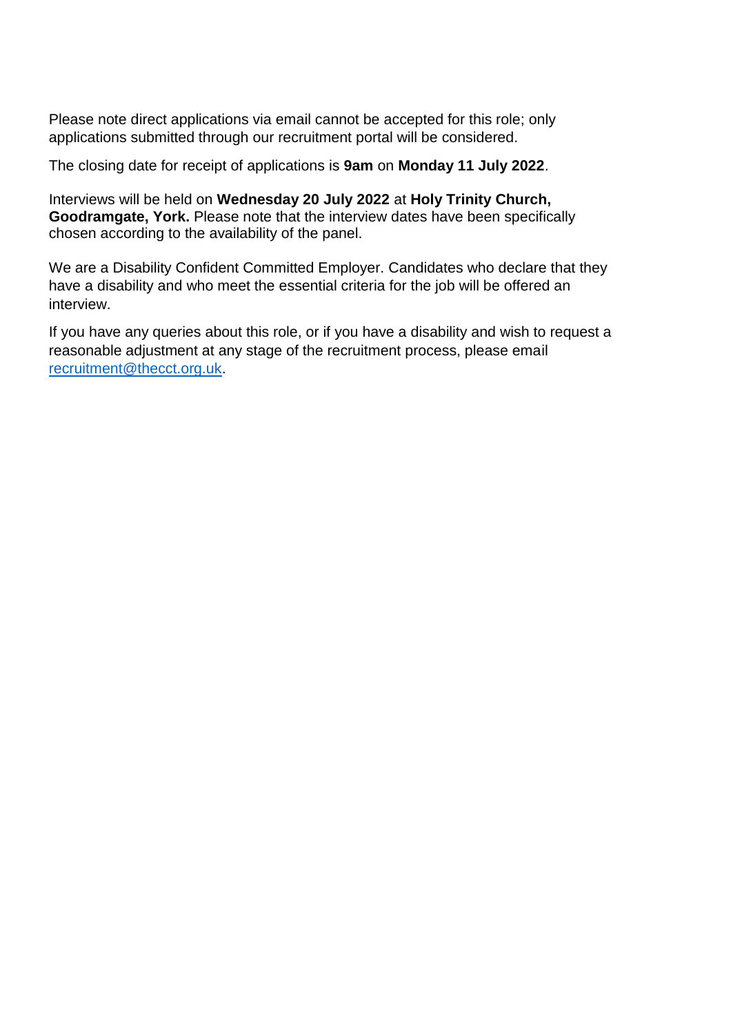Please note direct applications via email cannot be accepted for this role; only applications submitted through our recruitment portal will be considered.

The closing date for receipt of applications is **9am** on **Monday 11 July 2022**.

Interviews will be held on **Wednesday 20 July 2022** at **Holy Trinity Church, Goodramgate, York.** Please note that the interview dates have been specifically chosen according to the availability of the panel.

We are a Disability Confident Committed Employer. Candidates who declare that they have a disability and who meet the essential criteria for the job will be offered an interview.

If you have any queries about this role, or if you have a disability and wish to request a reasonable adjustment at any stage of the recruitment process, please email [recruitment@thecct.org.uk](mailto:recruitment@thecct.org.uk).